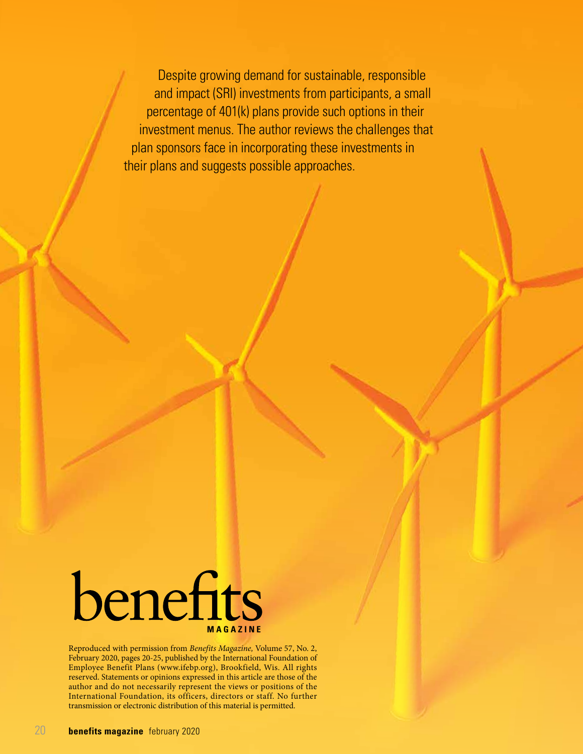Despite growing demand for sustainable, responsible and impact (SRI) investments from participants, a small percentage of 401(k) plans provide such options in their investment menus. The author reviews the challenges that plan sponsors face in incorporating these investments in their plans and suggests possible approaches.

benefits MAGAZINE

Reproduced with permission from *Benefits Magazine,* Volume 57, No. 2, February 2020, pages 20-25, published by the International Foundation of Employee Benefit Plans (www.ifebp.org), Brookfield, Wis. All rights reserved. Statements or opinions expressed in this article are those of the author and do not necessarily represent the views or positions of the International Foundation, its officers, directors or staff. No further transmission or electronic distribution of this material is permitted.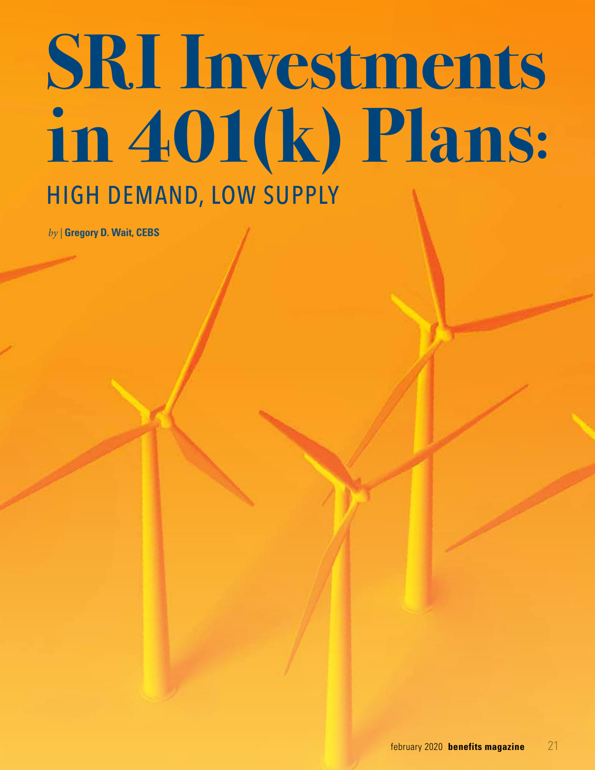# SRI Investments in 401(k) Plans:

## HIGH DEMAND, LOW SUPPLY

*by* | **Gregory D. Wait, CEBS**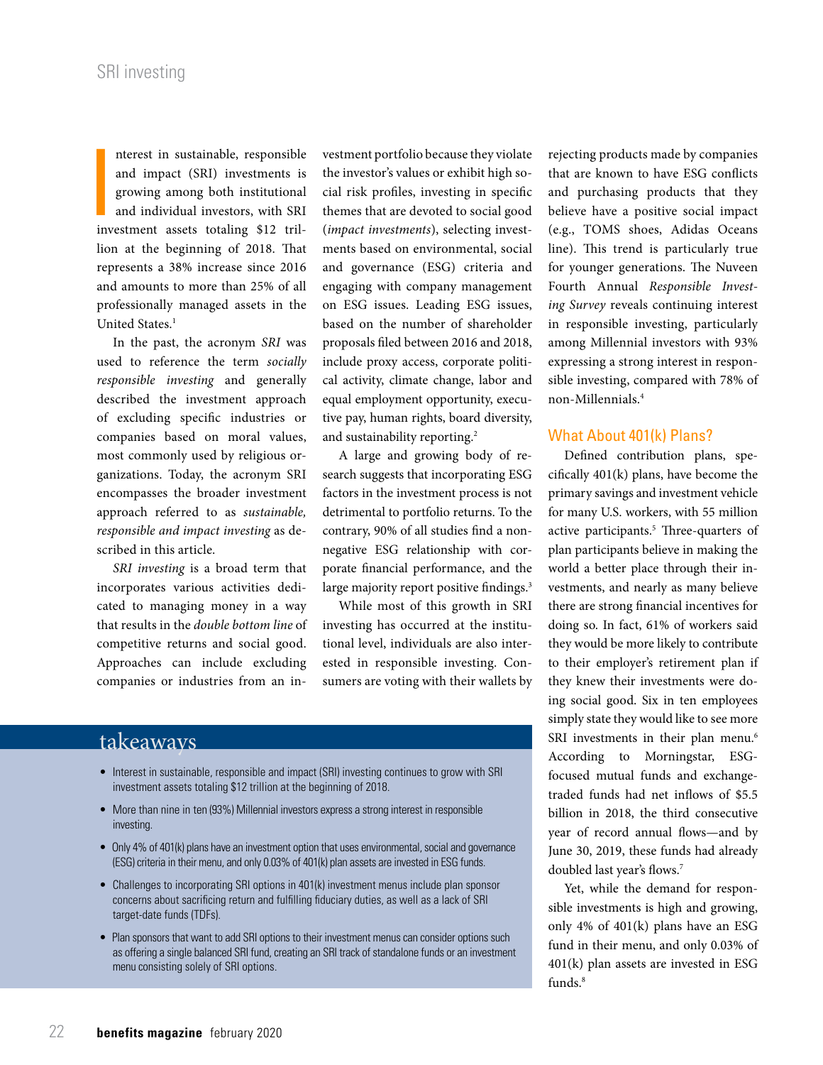Interest in sustainable, responsible and impact (SRI) investments is growing among both institutional and individual investors, with SRI investment assets totaling $12 trillion at the beginning of 2018. That represents a 38% increase since 2016 and amounts to more than 25% of all professionally managed assets in the United States.[1]

In the past, the acronym *SRI* was used to reference the term *socially responsible investing* and generally described the investment approach of excluding specific industries or companies based on moral values, most commonly used by religious organizations. Today, the acronym SRI encompasses the broader investment approach referred to as *sustainable, responsible and impact investing* as described in this article.

*SRI investing* is a broad term that incorporates various activities dedicated to managing money in a way that results in the *double bottom line* of competitive returns and social good. Approaches can include excluding companies or industries from an investment portfolio because they violate the investor's values or exhibit high social risk profiles, investing in specific themes that are devoted to social good (*impact investments*), selecting investments based on environmental, social and governance (ESG) criteria and engaging with company management on ESG issues. Leading ESG issues, based on the number of shareholder proposals filed between 2016 and 2018, include proxy access, corporate political activity, climate change, labor and equal employment opportunity, executive pay, human rights, board diversity, and sustainability reporting.[2]

A large and growing body of research suggests that incorporating ESG factors in the investment process is not detrimental to portfolio returns. To the contrary, 90% of all studies find a nonnegative ESG relationship with corporate financial performance, and the large majority report positive findings.[3]

While most of this growth in SRI investing has occurred at the institutional level, individuals are also interested in responsible investing. Consumers are voting with their wallets by rejecting products made by companies that are known to have ESG conflicts and purchasing products that they believe have a positive social impact (e.g., TOMS shoes, Adidas Oceans line). This trend is particularly true for younger generations. The Nuveen Fourth Annual *Responsible Investing Survey* reveals continuing interest in responsible investing, particularly among Millennial investors with 93% expressing a strong interest in responsible investing, compared with 78% of non-Millennials.[4]

## takeaways

- Interest in sustainable, responsible and impact (SRI) investing continues to grow with SRI investment assets totaling $12 trillion at the beginning of 2018.
- More than nine in ten (93%) Millennial investors express a strong interest in responsible investing.
- Only 4% of 401(k) plans have an investment option that uses environmental, social and governance (ESG) criteria in their menu, and only 0.03% of 401(k) plan assets are invested in ESG funds.
- Challenges to incorporating SRI options in 401(k) investment menus include plan sponsor concerns about sacrificing return and fulfilling fiduciary duties, as well as a lack of SRI target-date funds (TDFs).
- Plan sponsors that want to add SRI options to their investment menus can consider options such as offering a single balanced SRI fund, creating an SRI track of standalone funds or an investment menu consisting solely of SRI options.

## What About 401(k) Plans?

Defined contribution plans, specifically 401(k) plans, have become the primary savings and investment vehicle for many U.S. workers, with 55 million active participants.[5] Three-quarters of plan participants believe in making the world a better place through their investments, and nearly as many believe there are strong financial incentives for doing so. In fact, 61% of workers said they would be more likely to contribute to their employer's retirement plan if they knew their investments were doing social good. Six in ten employees simply state they would like to see more SRI investments in their plan menu.[6] According to Morningstar, ESG-focused mutual funds and exchange-traded funds had net inflows of $5.5 billion in 2018, the third consecutive year of record annual flows—and by June 30, 2019, these funds had already doubled last year's flows.[7]

Yet, while the demand for responsible investments is high and growing, only 4% of 401(k) plans have an ESG fund in their menu, and only 0.03% of 401(k) plan assets are invested in ESG funds.[8]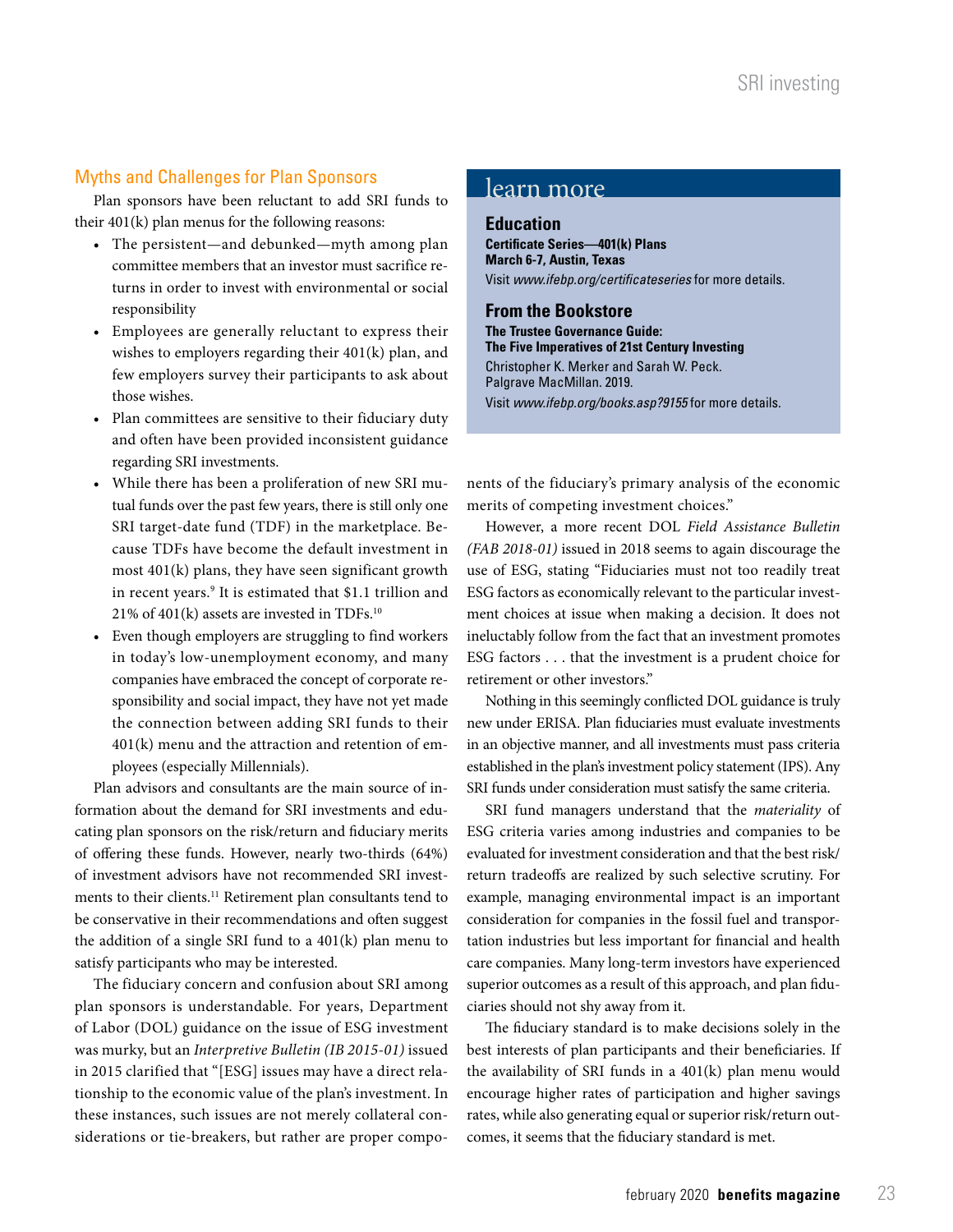## Myths and Challenges for Plan Sponsors

Plan sponsors have been reluctant to add SRI funds to their 401(k) plan menus for the following reasons:

- The persistent—and debunked—myth among plan committee members that an investor must sacrifice returns in order to invest with environmental or social responsibility
- Employees are generally reluctant to express their wishes to employers regarding their 401(k) plan, and few employers survey their participants to ask about those wishes.
- Plan committees are sensitive to their fiduciary duty and often have been provided inconsistent guidance regarding SRI investments.
- While there has been a proliferation of new SRI mutual funds over the past few years, there is still only one SRI target-date fund (TDF) in the marketplace. Because TDFs have become the default investment in most 401(k) plans, they have seen significant growth in recent years.[9] It is estimated that $1.1 trillion and 21% of 401(k) assets are invested in TDFs.[10]
- Even though employers are struggling to find workers in today's low-unemployment economy, and many companies have embraced the concept of corporate responsibility and social impact, they have not yet made the connection between adding SRI funds to their 401(k) menu and the attraction and retention of employees (especially Millennials).

Plan advisors and consultants are the main source of information about the demand for SRI investments and educating plan sponsors on the risk/return and fiduciary merits of offering these funds. However, nearly two-thirds (64%) of investment advisors have not recommended SRI investments to their clients.[11] Retirement plan consultants tend to be conservative in their recommendations and often suggest the addition of a single SRI fund to a 401(k) plan menu to satisfy participants who may be interested.

The fiduciary concern and confusion about SRI among plan sponsors is understandable. For years, Department of Labor (DOL) guidance on the issue of ESG investment was murky, but an *Interpretive Bulletin (IB 2015-01)* issued in 2015 clarified that "[ESG] issues may have a direct relationship to the economic value of the plan's investment. In these instances, such issues are not merely collateral considerations or tie-breakers, but rather are proper components of the fiduciary's primary analysis of the economic merits of competing investment choices."

However, a more recent DOL *Field Assistance Bulletin (FAB 2018-01)* issued in 2018 seems to again discourage the use of ESG, stating "Fiduciaries must not too readily treat ESG factors as economically relevant to the particular investment choices at issue when making a decision. It does not ineluctably follow from the fact that an investment promotes ESG factors . . . that the investment is a prudent choice for retirement or other investors."

Nothing in this seemingly conflicted DOL guidance is truly new under ERISA. Plan fiduciaries must evaluate investments in an objective manner, and all investments must pass criteria established in the plan's investment policy statement (IPS). Any SRI funds under consideration must satisfy the same criteria.

SRI fund managers understand that the *materiality* of ESG criteria varies among industries and companies to be evaluated for investment consideration and that the best risk/return tradeoffs are realized by such selective scrutiny. For example, managing environmental impact is an important consideration for companies in the fossil fuel and transportation industries but less important for financial and health care companies. Many long-term investors have experienced superior outcomes as a result of this approach, and plan fiduciaries should not shy away from it.

The fiduciary standard is to make decisions solely in the best interests of plan participants and their beneficiaries. If the availability of SRI funds in a 401(k) plan menu would encourage higher rates of participation and higher savings rates, while also generating equal or superior risk/return outcomes, it seems that the fiduciary standard is met.

> ## learn more
>
> ### Education
> **Certificate Series—401(k) Plans**
> **March 6-7, Austin, Texas**
> Visit *www.ifebp.org/certificateseries* for more details.
>
> ### From the Bookstore
> **The Trustee Governance Guide:**
> **The Five Imperatives of 21st Century Investing**
> Christopher K. Merker and Sarah W. Peck.
> Palgrave MacMillan. 2019.
> Visit *www.ifebp.org/books.asp?9155* for more details.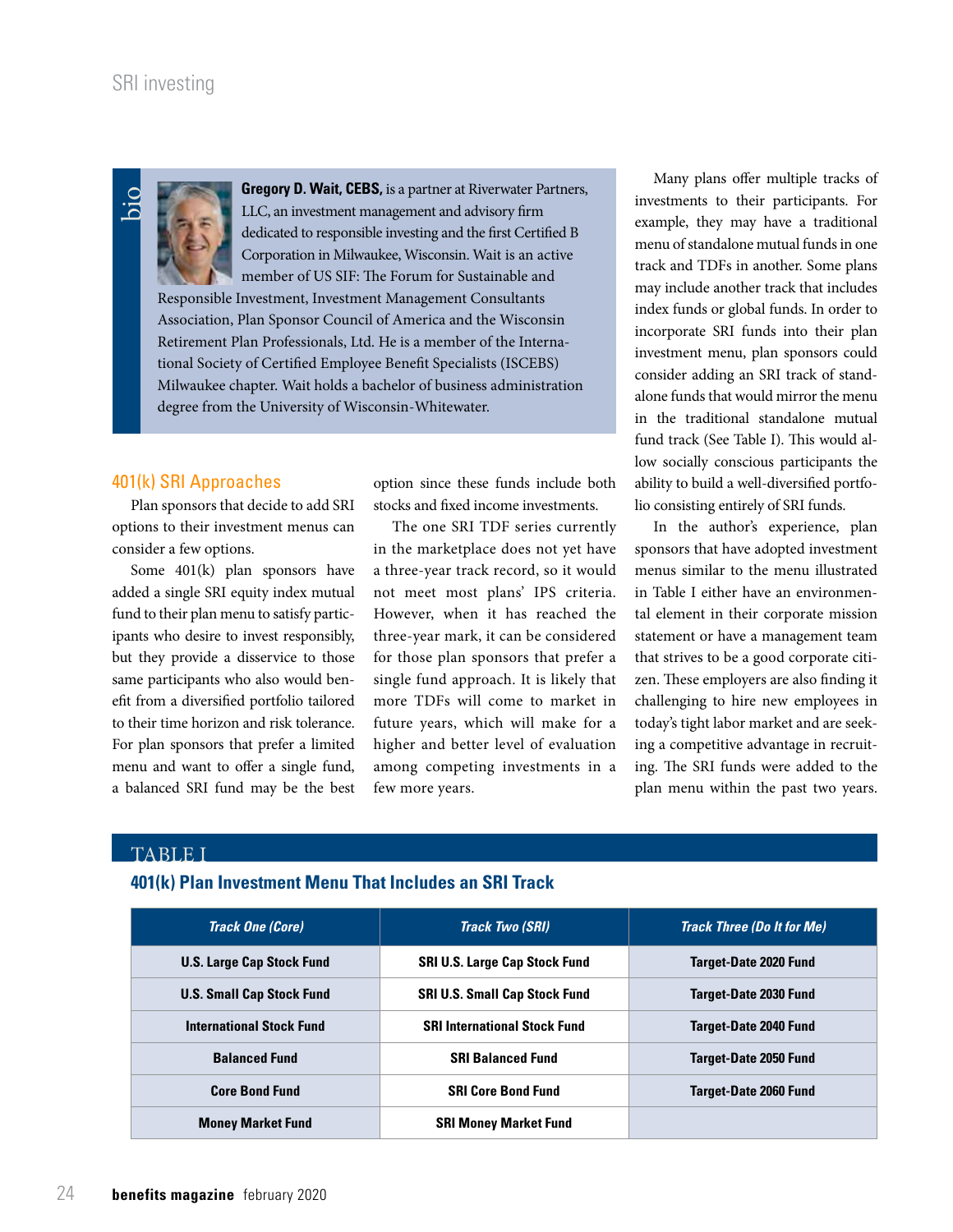**bio**

**Gregory D. Wait, CEBS,** is a partner at Riverwater Partners, LLC, an investment management and advisory firm dedicated to responsible investing and the first Certified B Corporation in Milwaukee, Wisconsin. Wait is an active member of US SIF: The Forum for Sustainable and Responsible Investment, Investment Management Consultants Association, Plan Sponsor Council of America and the Wisconsin Retirement Plan Professionals, Ltd. He is a member of the International Society of Certified Employee Benefit Specialists (ISCEBS) Milwaukee chapter. Wait holds a bachelor of business administration degree from the University of Wisconsin-Whitewater.

## 401(k) SRI Approaches

Plan sponsors that decide to add SRI options to their investment menus can consider a few options.

Some 401(k) plan sponsors have added a single SRI equity index mutual fund to their plan menu to satisfy participants who desire to invest responsibly, but they provide a disservice to those same participants who also would benefit from a diversified portfolio tailored to their time horizon and risk tolerance. For plan sponsors that prefer a limited menu and want to offer a single fund, a balanced SRI fund may be the best option since these funds include both stocks and fixed income investments.

The one SRI TDF series currently in the marketplace does not yet have a three-year track record, so it would not meet most plans' IPS criteria. However, when it has reached the three-year mark, it can be considered for those plan sponsors that prefer a single fund approach. It is likely that more TDFs will come to market in future years, which will make for a higher and better level of evaluation among competing investments in a few more years.

Many plans offer multiple tracks of investments to their participants. For example, they may have a traditional menu of standalone mutual funds in one track and TDFs in another. Some plans may include another track that includes index funds or global funds. In order to incorporate SRI funds into their plan investment menu, plan sponsors could consider adding an SRI track of standalone funds that would mirror the menu in the traditional standalone mutual fund track (See Table I). This would allow socially conscious participants the ability to build a well-diversified portfolio consisting entirely of SRI funds.

In the author's experience, plan sponsors that have adopted investment menus similar to the menu illustrated in Table I either have an environmental element in their corporate mission statement or have a management team that strives to be a good corporate citizen. These employers are also finding it challenging to hire new employees in today's tight labor market and are seeking a competitive advantage in recruiting. The SRI funds were added to the plan menu within the past two years.

### TABLE I

**401(k) Plan Investment Menu That Includes an SRI Track**

| *Track One (Core)* | *Track Two (SRI)* | *Track Three (Do It for Me)* |
|---|---|---|
| U.S. Large Cap Stock Fund | SRI U.S. Large Cap Stock Fund | Target-Date 2020 Fund |
| U.S. Small Cap Stock Fund | SRI U.S. Small Cap Stock Fund | Target-Date 2030 Fund |
| International Stock Fund | SRI International Stock Fund | Target-Date 2040 Fund |
| Balanced Fund | SRI Balanced Fund | Target-Date 2050 Fund |
| Core Bond Fund | SRI Core Bond Fund | Target-Date 2060 Fund |
| Money Market Fund | SRI Money Market Fund | |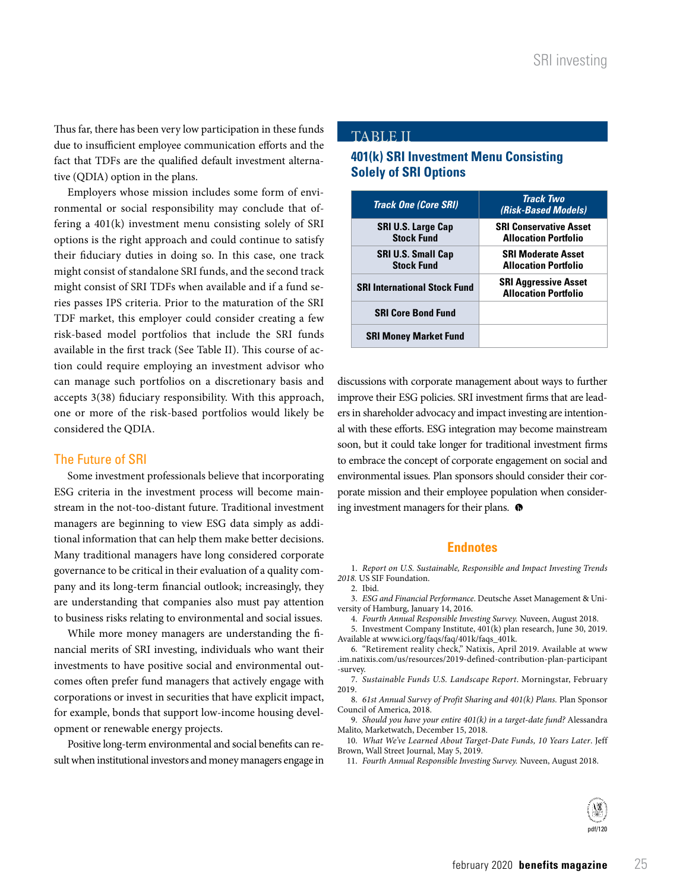Thus far, there has been very low participation in these funds due to insufficient employee communication efforts and the fact that TDFs are the qualified default investment alternative (QDIA) option in the plans.

Employers whose mission includes some form of environmental or social responsibility may conclude that offering a 401(k) investment menu consisting solely of SRI options is the right approach and could continue to satisfy their fiduciary duties in doing so. In this case, one track might consist of standalone SRI funds, and the second track might consist of SRI TDFs when available and if a fund series passes IPS criteria. Prior to the maturation of the SRI TDF market, this employer could consider creating a few risk-based model portfolios that include the SRI funds available in the first track (See Table II). This course of action could require employing an investment advisor who can manage such portfolios on a discretionary basis and accepts 3(38) fiduciary responsibility. With this approach, one or more of the risk-based portfolios would likely be considered the QDIA.

TABLE II

**401(k) SRI Investment Menu Consisting Solely of SRI Options**

| *Track One (Core SRI)* | *Track Two (Risk-Based Models)* |
|---|---|
| **SRI U.S. Large Cap Stock Fund** | **SRI Conservative Asset Allocation Portfolio** |
| **SRI U.S. Small Cap Stock Fund** | **SRI Moderate Asset Allocation Portfolio** |
| **SRI International Stock Fund** | **SRI Aggressive Asset Allocation Portfolio** |
| **SRI Core Bond Fund** | |
| **SRI Money Market Fund** | |

## The Future of SRI

Some investment professionals believe that incorporating ESG criteria in the investment process will become mainstream in the not-too-distant future. Traditional investment managers are beginning to view ESG data simply as additional information that can help them make better decisions. Many traditional managers have long considered corporate governance to be critical in their evaluation of a quality company and its long-term financial outlook; increasingly, they are understanding that companies also must pay attention to business risks relating to environmental and social issues.

While more money managers are understanding the financial merits of SRI investing, individuals who want their investments to have positive social and environmental outcomes often prefer fund managers that actively engage with corporations or invest in securities that have explicit impact, for example, bonds that support low-income housing development or renewable energy projects.

Positive long-term environmental and social benefits can result when institutional investors and money managers engage in discussions with corporate management about ways to further improve their ESG policies. SRI investment firms that are leaders in shareholder advocacy and impact investing are intentional with these efforts. ESG integration may become mainstream soon, but it could take longer for traditional investment firms to embrace the concept of corporate engagement on social and environmental issues. Plan sponsors should consider their corporate mission and their employee population when considering investment managers for their plans.

## Endnotes

1. *Report on U.S. Sustainable, Responsible and Impact Investing Trends 2018.* US SIF Foundation.
2. Ibid.
3. *ESG and Financial Performance*. Deutsche Asset Management & University of Hamburg, January 14, 2016.
4. *Fourth Annual Responsible Investing Survey.* Nuveen, August 2018.
5. Investment Company Institute, 401(k) plan research, June 30, 2019. Available at www.ici.org/faqs/faq/401k/faqs_401k.
6. "Retirement reality check," Natixis, April 2019. Available at www.im.natixis.com/us/resources/2019-defined-contribution-plan-participant-survey.
7. *Sustainable Funds U.S. Landscape Report*. Morningstar, February 2019.
8. *61st Annual Survey of Profit Sharing and 401(k) Plans.* Plan Sponsor Council of America, 2018.
9. *Should you have your entire 401(k) in a target-date fund?* Alessandra Malito, Marketwatch, December 15, 2018.
10. *What We've Learned About Target-Date Funds, 10 Years Later*. Jeff Brown, Wall Street Journal, May 5, 2019.
11. *Fourth Annual Responsible Investing Survey.* Nuveen, August 2018.

pdf/120